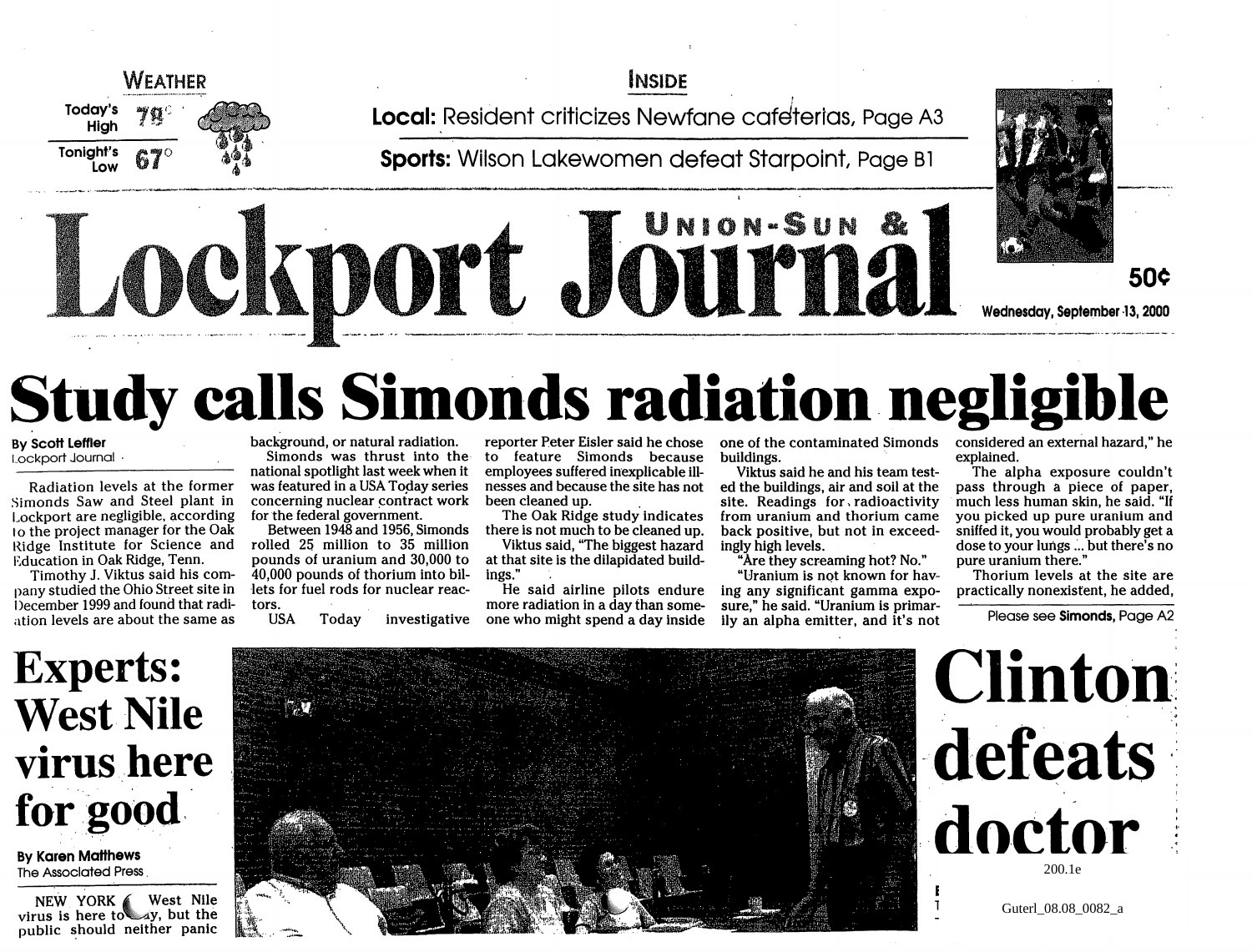WEATHER

Today's High 79°

Tonight's Low 67°

INSIDE

**Local:** Resident criticizes Newfane cafeterias, Page A3

**Sports:** Wilson Lakewomen defeat Starpoint, Page B1

# Union-Sun & Lockport Journal

50¢

Wednesday, September 13, 2000

# Study calls Simonds radiation negligible

By Scott Leffler
Lockport Journal

Radiation levels at the former Simonds Saw and Steel plant in Lockport are negligible, according to the project manager for the Oak Ridge Institute for Science and Education in Oak Ridge, Tenn.

Timothy J. Viktus said his company studied the Ohio Street site in December 1999 and found that radiation levels are about the same as background, or natural radiation.

Simonds was thrust into the national spotlight last week when it was featured in a USA Today series concerning nuclear contract work for the federal government.

Between 1948 and 1956, Simonds rolled 25 million to 35 million pounds of uranium and 30,000 to 40,000 pounds of thorium into billets for fuel rods for nuclear reactors.

USA Today investigative reporter Peter Eisler said he chose to feature Simonds because employees suffered inexplicable illnesses and because the site has not been cleaned up.

The Oak Ridge study indicates there is not much to be cleaned up.

Viktus said, "The biggest hazard at that site is the dilapidated buildings."

He said airline pilots endure more radiation in a day than someone who might spend a day inside one of the contaminated Simonds buildings.

Viktus said he and his team tested the buildings, air and soil at the site. Readings for radioactivity from uranium and thorium came back positive, but not in exceedingly high levels.

"Are they screaming hot? No."

"Uranium is not known for having any significant gamma exposure," he said. "Uranium is primarily an alpha emitter, and it's not considered an external hazard," he explained.

The alpha exposure couldn't pass through a piece of paper, much less human skin, he said. "If you picked up pure uranium and sniffed it, you would probably get a dose to your lungs ... but there's no pure uranium there."

Thorium levels at the site are practically nonexistent, he added,

Please see **Simonds**, Page A2

# Experts: West Nile virus here for good

By Karen Matthews
The Associated Press

NEW YORK — West Nile virus is here to stay, but the public should neither panic

# Clinton defeats doctor

200.1e

Guterl_08.08_0082_a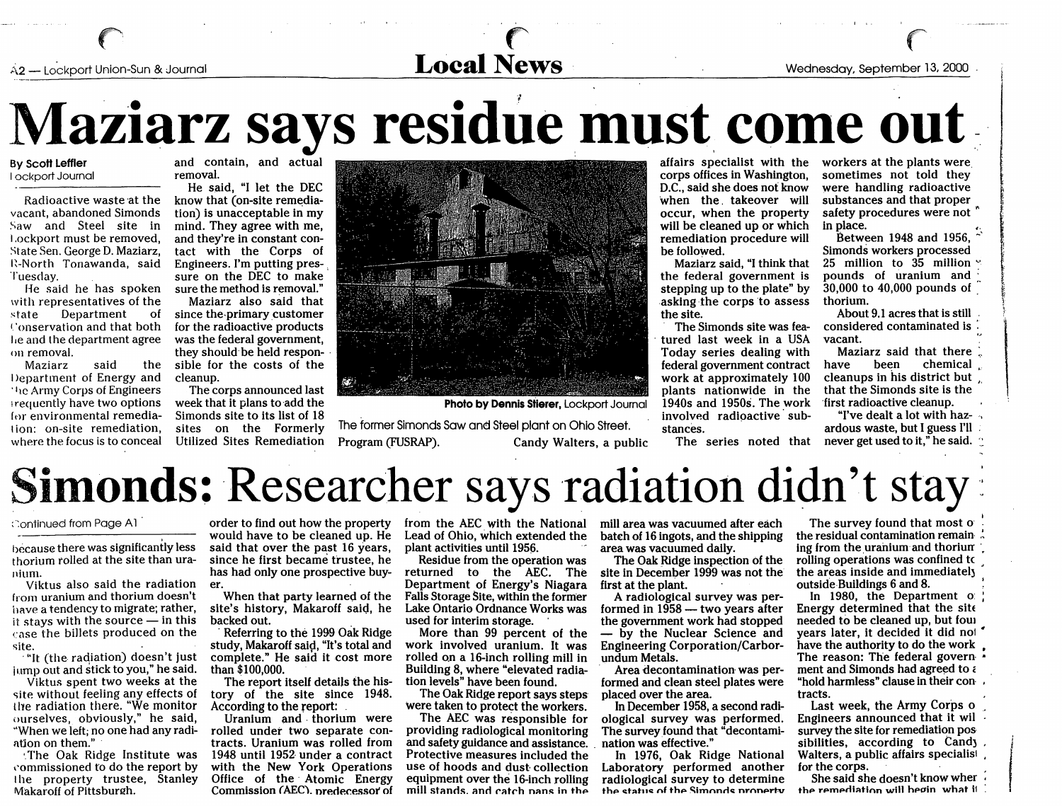# Maziarz says residue must come out

By **Scott Leffler**
Lockport Journal

Radioactive waste at the vacant, abandoned Simonds Saw and Steel site in Lockport must be removed, State Sen. George D. Maziarz, R-North Tonawanda, said Tuesday.

He said he has spoken with representatives of the state Department of Conservation and that both he and the department agree on removal.

Maziarz said the Department of Energy and the Army Corps of Engineers frequently have two options for environmental remediation: on-site remediation, where the focus is to conceal and contain, and actual removal.

He said, "I let the DEC know that (on-site remediation) is unacceptable in my mind. They agree with me, and they're in constant contact with the Corps of Engineers. I'm putting pressure on the DEC to make sure the method is removal."

Maziarz also said that since the primary customer for the radioactive products was the federal government, they should be held responsible for the costs of the cleanup.

The corps announced last week that it plans to add the Simonds site to its list of 18 sites on the Formerly Utilized Sites Remediation Program (FUSRAP).

**Photo by Dennis Stierer,** Lockport Journal

The former Simonds Saw and Steel plant on Ohio Street.

Candy Walters, a public affairs specialist with the corps offices in Washington, D.C., said she does not know when the takeover will occur, when the property will be cleaned up or which remediation procedure will be followed.

Maziarz said, "I think that the federal government is stepping up to the plate" by asking the corps to assess the site.

The Simonds site was featured last week in a USA Today series dealing with federal government contract work at approximately 100 plants nationwide in the 1940s and 1950s. The work involved radioactive substances.

The series noted that workers at the plants were sometimes not told they were handling radioactive substances and that proper safety procedures were not in place.

Between 1948 and 1956, Simonds workers processed 25 million to 35 million pounds of uranium and 30,000 to 40,000 pounds of thorium.

About 9.1 acres that is still considered contaminated is vacant.

Maziarz said that there have been chemical cleanups in his district but that the Simonds site is the first radioactive cleanup.

"I've dealt a lot with hazardous waste, but I guess I'll never get used to it," he said.

# Simonds: Researcher says radiation didn't stay

Continued from Page A1

because there was significantly less thorium rolled at the site than uranium.

Viktus also said the radiation from uranium and thorium doesn't have a tendency to migrate; rather, it stays with the source — in this case the billets produced on the site.

"It (the radiation) doesn't just jump out and stick to you," he said.

Viktus spent two weeks at the site without feeling any effects of the radiation there. "We monitor ourselves, obviously," he said, "When we left; no one had any radiation on them."

The Oak Ridge Institute was commissioned to do the report by the property trustee, Stanley Makaroff of Pittsburgh, in order to find out how the property would have to be cleaned up. He said that over the past 16 years, since he first became trustee, he has had only one prospective buyer.

When that party learned of the site's history, Makaroff said, he backed out.

Referring to the 1999 Oak Ridge study, Makaroff said, "It's total and complete." He said it cost more than $100,000.

The report itself details the history of the site since 1948. According to the report:

Uranium and thorium were rolled under two separate contracts. Uranium was rolled from 1948 until 1952 under a contract with the New York Operations Office of the Atomic Energy Commission (AEC), predecessor of the Department of Energy, and thorium was rolled under a contract from the AEC with the National Lead of Ohio, which extended the plant activities until 1956.

Residue from the operation was returned to the AEC. The Department of Energy's Niagara Falls Storage Site, within the former Lake Ontario Ordnance Works was used for interim storage.

More than 99 percent of the work involved uranium. It was rolled on a 16-inch rolling mill in Building 8, where "elevated radiation levels" have been found.

The Oak Ridge report says steps were taken to protect the workers.

The AEC was responsible for providing radiological monitoring and safety guidance and assistance. Protective measures included the use of hoods and dust collection equipment over the 16-inch rolling mill stands, and catch pans in the mill area was vacuumed after each batch of 16 ingots, and the shipping area was vacuumed daily.

The Oak Ridge inspection of the site in December 1999 was not the first at the plant.

A radiological survey was performed in 1958 — two years after the government work had stopped — by the Nuclear Science and Engineering Corporation/Carborundum Metals.

Area decontamination was performed and clean steel plates were placed over the area.

In December 1958, a second radiological survey was performed. The survey found that "decontamination was effective."

In 1976, Oak Ridge National Laboratory performed another radiological survey to determine the status of the Simonds property.

The survey found that most of the residual contamination remaining from the uranium and thorium rolling operations was confined to the areas inside and immediately outside Buildings 6 and 8.

In 1980, the Department of Energy determined that the site needed to be cleaned up, but four years later, it decided it did not have the authority to do the work. The reason: The federal government and Simonds had agreed to a "hold harmless" clause in their contracts.

Last week, the Army Corps of Engineers announced that it will survey the site for remediation possibilities, according to Candy Walters, a public affairs specialist for the corps.

She said she doesn't know when the remediation will begin, what it